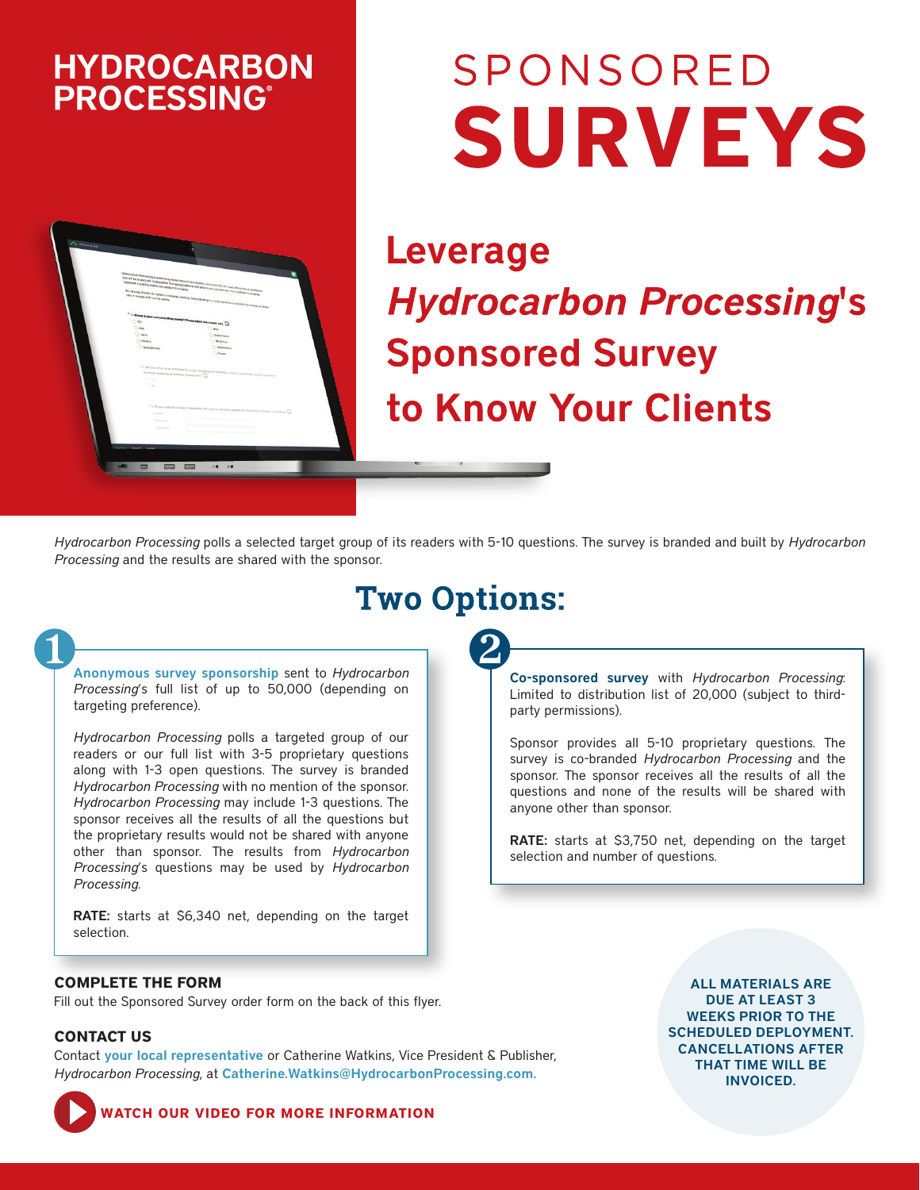# HYDROCARBON PROCESSING®

# SPONSORED SURVEYS

## Leverage *Hydrocarbon Processing*'s Sponsored Survey to Know Your Clients

*Hydrocarbon Processing* polls a selected target group of its readers with 5-10 questions. The survey is branded and built by *Hydrocarbon Processing* and the results are shared with the sponsor.

## Two Options:

### 1

**Anonymous survey sponsorship** sent to *Hydrocarbon Processing*'s full list of up to 50,000 (depending on targeting preference).

*Hydrocarbon Processing* polls a targeted group of our readers or our full list with 3-5 proprietary questions along with 1-3 open questions. The survey is branded *Hydrocarbon Processing* with no mention of the sponsor. *Hydrocarbon Processing* may include 1-3 questions. The sponsor receives all the results of all the questions but the proprietary results would not be shared with anyone other than sponsor. The results from *Hydrocarbon Processing*'s questions may be used by *Hydrocarbon Processing*.

**RATE:** starts at $6,340 net, depending on the target selection.

### 2

**Co-sponsored survey** with *Hydrocarbon Processing*: Limited to distribution list of 20,000 (subject to third-party permissions).

Sponsor provides all 5-10 proprietary questions. The survey is co-branded *Hydrocarbon Processing* and the sponsor. The sponsor receives all the results of all the questions and none of the results will be shared with anyone other than sponsor.

**RATE:** starts at $3,750 net, depending on the target selection and number of questions.

**COMPLETE THE FORM**

Fill out the Sponsored Survey order form on the back of this flyer.

**CONTACT US**

Contact **your local representative** or Catherine Watkins, Vice President & Publisher, *Hydrocarbon Processing,* at **Catherine.Watkins@HydrocarbonProcessing.com.**

**WATCH OUR VIDEO FOR MORE INFORMATION**

**ALL MATERIALS ARE DUE AT LEAST 3 WEEKS PRIOR TO THE SCHEDULED DEPLOYMENT. CANCELLATIONS AFTER THAT TIME WILL BE INVOICED.**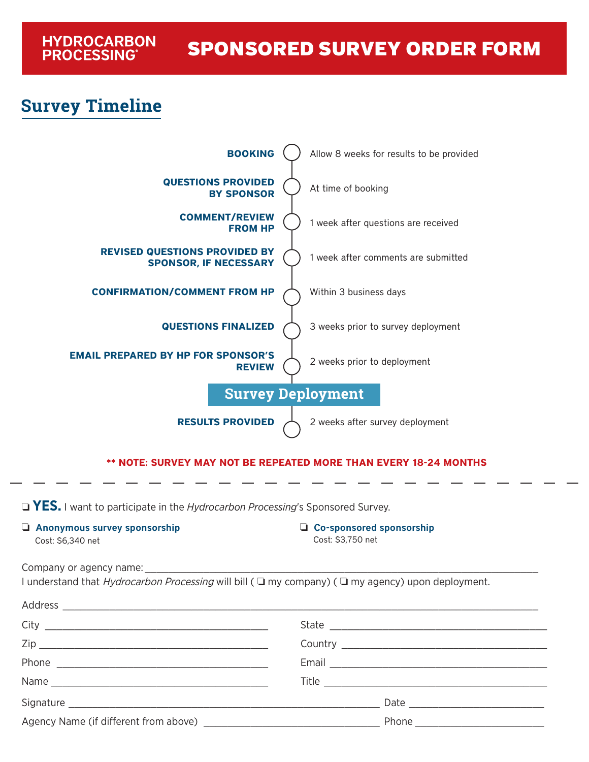# HYDROCARBON PROCESSING®

# SPONSORED SURVEY ORDER FORM

## Survey Timeline

| | |
|---|---|
| **BOOKING** | Allow 8 weeks for results to be provided |
| **QUESTIONS PROVIDED BY SPONSOR** | At time of booking |
| **COMMENT/REVIEW FROM HP** | 1 week after questions are received |
| **REVISED QUESTIONS PROVIDED BY SPONSOR, IF NECESSARY** | 1 week after comments are submitted |
| **CONFIRMATION/COMMENT FROM HP** | Within 3 business days |
| **QUESTIONS FINALIZED** | 3 weeks prior to survey deployment |
| **EMAIL PREPARED BY HP FOR SPONSOR'S REVIEW** | 2 weeks prior to deployment |
| **Survey Deployment** | |
| **RESULTS PROVIDED** | 2 weeks after survey deployment |

**** NOTE: SURVEY MAY NOT BE REPEATED MORE THAN EVERY 18-24 MONTHS**

---

❏ **YES.** I want to participate in the *Hydrocarbon Processing*'s Sponsored Survey.

❏ **Anonymous survey sponsorship**
Cost: $6,340 net

❏ **Co-sponsored sponsorship**
Cost: $3,750 net

Company or agency name: ____________________
I understand that *Hydrocarbon Processing* will bill ( ❏ my company) ( ❏ my agency) upon deployment.

Address ____________________

City ____________________ State ____________________

Zip ____________________ Country ____________________

Phone ____________________ Email ____________________

Name ____________________ Title ____________________

Signature ____________________ Date ____________________

Agency Name (if different from above) ____________________ Phone ____________________